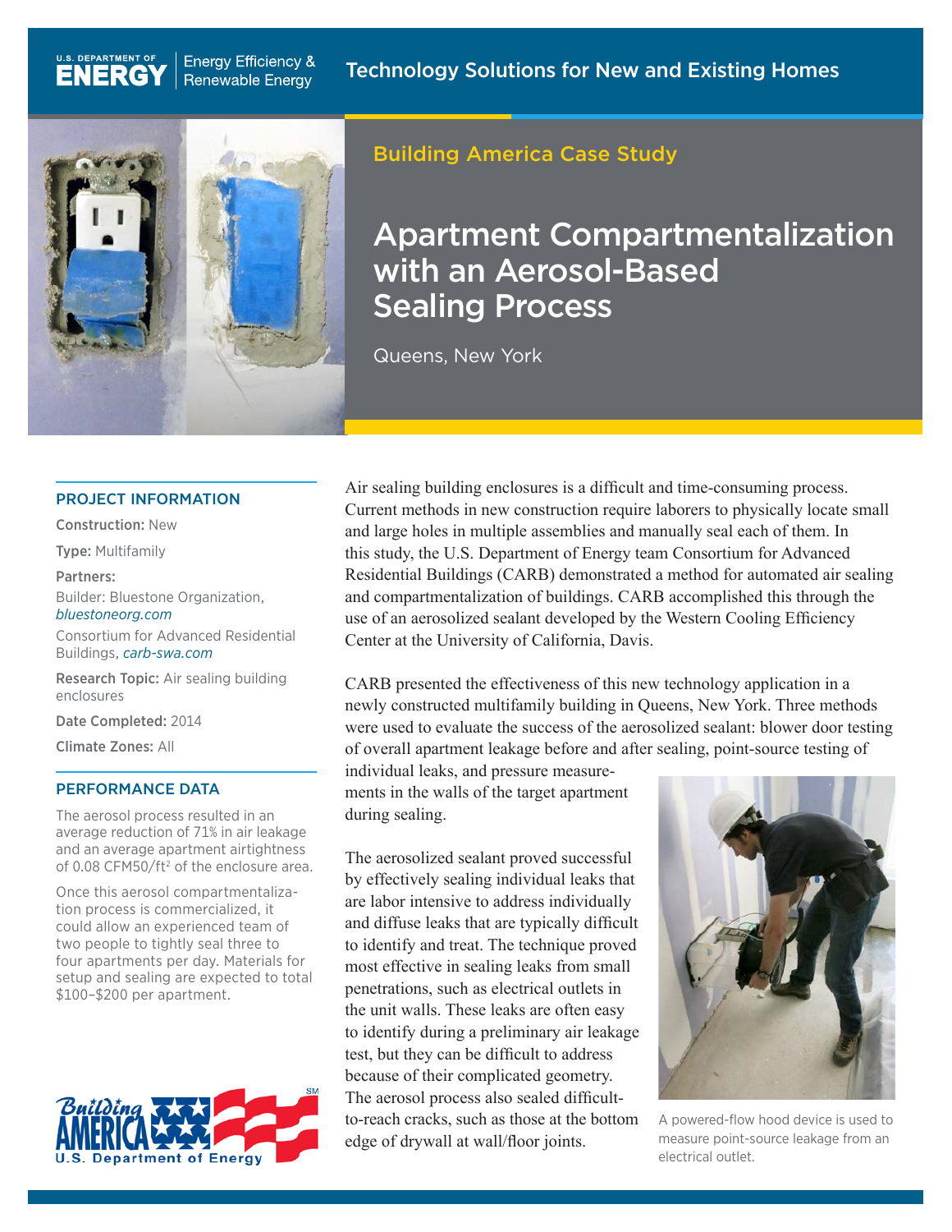U.S. DEPARTMENT OF ENERGY | Energy Efficiency & Renewable Energy

Technology Solutions for New and Existing Homes

Building America Case Study

# Apartment Compartmentalization with an Aerosol-Based Sealing Process

Queens, New York

## PROJECT INFORMATION

**Construction:** New

**Type:** Multifamily

**Partners:**

Builder: Bluestone Organization, *bluestoneorg.com*

Consortium for Advanced Residential Buildings, *carb-swa.com*

**Research Topic:** Air sealing building enclosures

**Date Completed:** 2014

**Climate Zones:** All

## PERFORMANCE DATA

The aerosol process resulted in an average reduction of 71% in air leakage and an average apartment airtightness of 0.08 CFM50/ft$^2$ of the enclosure area.

Once this aerosol compartmentalization process is commercialized, it could allow an experienced team of two people to tightly seal three to four apartments per day. Materials for setup and sealing are expected to total \$100–\$200 per apartment.

Air sealing building enclosures is a difficult and time-consuming process. Current methods in new construction require laborers to physically locate small and large holes in multiple assemblies and manually seal each of them. In this study, the U.S. Department of Energy team Consortium for Advanced Residential Buildings (CARB) demonstrated a method for automated air sealing and compartmentalization of buildings. CARB accomplished this through the use of an aerosolized sealant developed by the Western Cooling Efficiency Center at the University of California, Davis.

CARB presented the effectiveness of this new technology application in a newly constructed multifamily building in Queens, New York. Three methods were used to evaluate the success of the aerosolized sealant: blower door testing of overall apartment leakage before and after sealing, point-source testing of individual leaks, and pressure measurements in the walls of the target apartment during sealing.

The aerosolized sealant proved successful by effectively sealing individual leaks that are labor intensive to address individually and diffuse leaks that are typically difficult to identify and treat. The technique proved most effective in sealing leaks from small penetrations, such as electrical outlets in the unit walls. These leaks are often easy to identify during a preliminary air leakage test, but they can be difficult to address because of their complicated geometry. The aerosol process also sealed difficult-to-reach cracks, such as those at the bottom edge of drywall at wall/floor joints.

A powered-flow hood device is used to measure point-source leakage from an electrical outlet.

Building America U.S. Department of Energy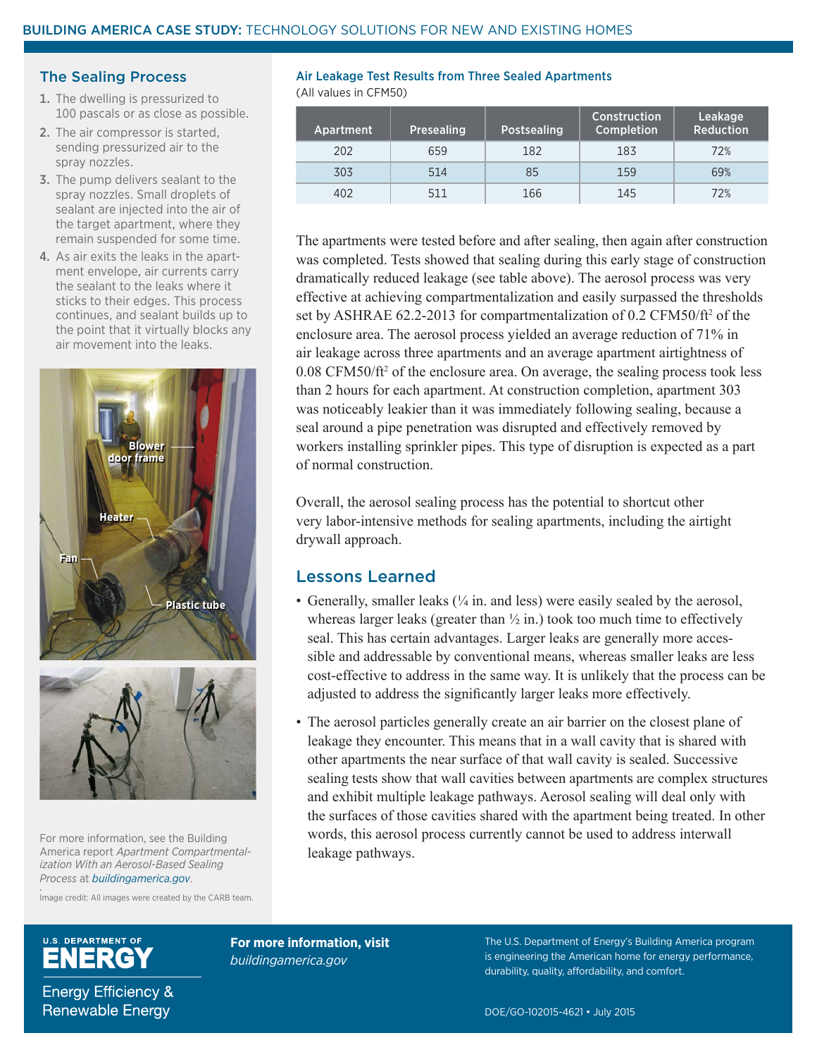## The Sealing Process

1. The dwelling is pressurized to 100 pascals or as close as possible.
2. The air compressor is started, sending pressurized air to the spray nozzles.
3. The pump delivers sealant to the spray nozzles. Small droplets of sealant are injected into the air of the target apartment, where they remain suspended for some time.
4. As air exits the leaks in the apartment envelope, air currents carry the sealant to the leaks where it sticks to their edges. This process continues, and sealant builds up to the point that it virtually blocks any air movement into the leaks.

Blower door frame

Heater

Fan

Plastic tube

For more information, see the Building America report *Apartment Compartmentalization With an Aerosol-Based Sealing Process* at *buildingamerica.gov*.

Image credit: All images were created by the CARB team.

### Air Leakage Test Results from Three Sealed Apartments

(All values in CFM50)

| Apartment | Presealing | Postsealing | Construction Completion | Leakage Reduction |
|---|---|---|---|---|
| 202 | 659 | 182 | 183 | 72% |
| 303 | 514 | 85 | 159 | 69% |
| 402 | 511 | 166 | 145 | 72% |

The apartments were tested before and after sealing, then again after construction was completed. Tests showed that sealing during this early stage of construction dramatically reduced leakage (see table above). The aerosol process was very effective at achieving compartmentalization and easily surpassed the thresholds set by ASHRAE 62.2-2013 for compartmentalization of 0.2 CFM50/ft$^2$ of the enclosure area. The aerosol process yielded an average reduction of 71% in air leakage across three apartments and an average apartment airtightness of 0.08 CFM50/ft$^2$ of the enclosure area. On average, the sealing process took less than 2 hours for each apartment. At construction completion, apartment 303 was noticeably leakier than it was immediately following sealing, because a seal around a pipe penetration was disrupted and effectively removed by workers installing sprinkler pipes. This type of disruption is expected as a part of normal construction.

Overall, the aerosol sealing process has the potential to shortcut other very labor-intensive methods for sealing apartments, including the airtight drywall approach.

## Lessons Learned

- Generally, smaller leaks (¼ in. and less) were easily sealed by the aerosol, whereas larger leaks (greater than ½ in.) took too much time to effectively seal. This has certain advantages. Larger leaks are generally more accessible and addressable by conventional means, whereas smaller leaks are less cost-effective to address in the same way. It is unlikely that the process can be adjusted to address the significantly larger leaks more effectively.
- The aerosol particles generally create an air barrier on the closest plane of leakage they encounter. This means that in a wall cavity that is shared with other apartments the near surface of that wall cavity is sealed. Successive sealing tests show that wall cavities between apartments are complex structures and exhibit multiple leakage pathways. Aerosol sealing will deal only with the surfaces of those cavities shared with the apartment being treated. In other words, this aerosol process currently cannot be used to address interwall leakage pathways.

U.S. DEPARTMENT OF ENERGY

Energy Efficiency & Renewable Energy

**For more information, visit**
*buildingamerica.gov*

The U.S. Department of Energy's Building America program is engineering the American home for energy performance, durability, quality, affordability, and comfort.

DOE/GO-102015-4621 • July 2015